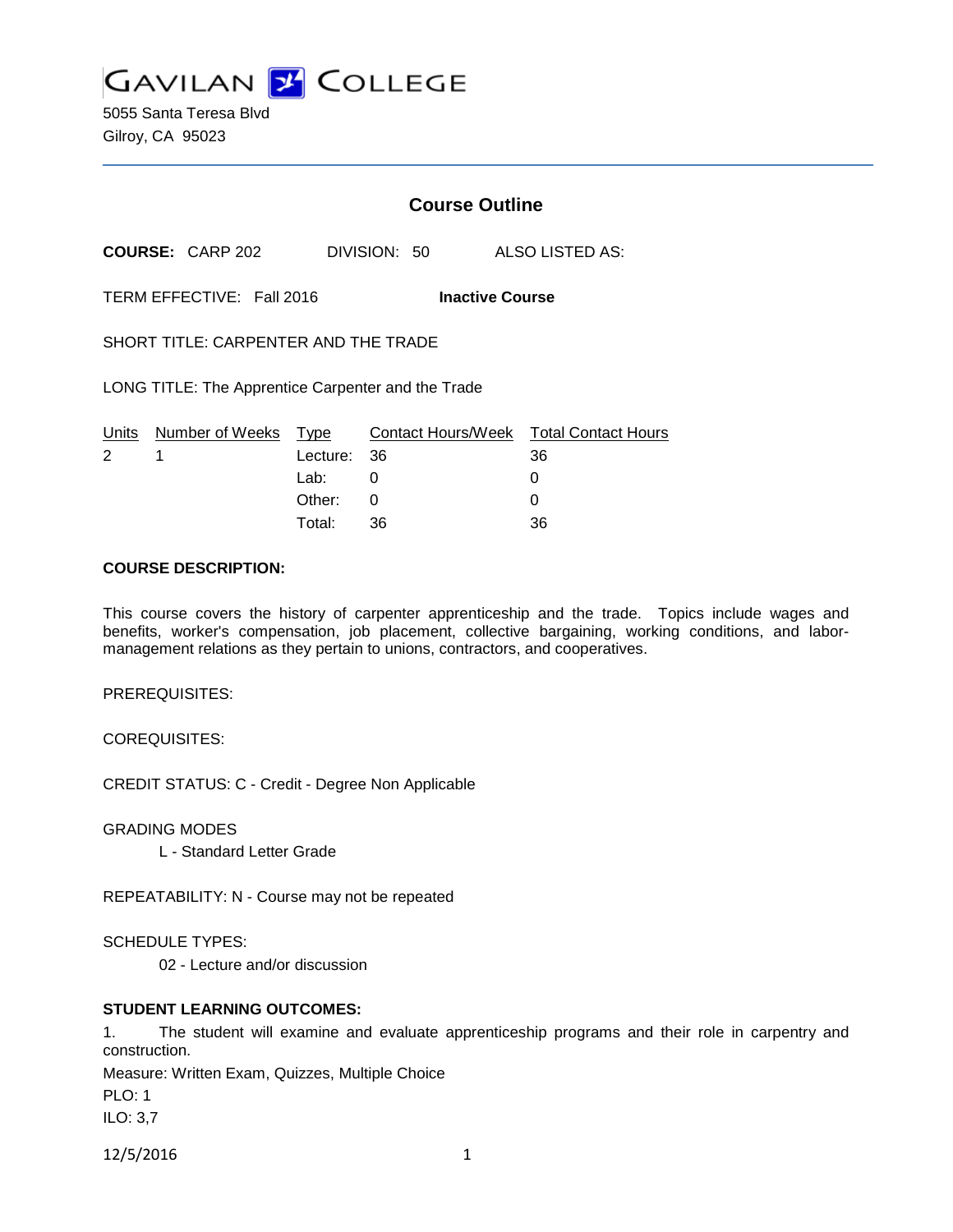# GAVILAN COLLEGE

5055 Santa Teresa Blvd
Gilroy, CA 95023

## Course Outline

**COURSE:** CARP 202 DIVISION: 50 ALSO LISTED AS:

TERM EFFECTIVE: Fall 2016 **Inactive Course**

SHORT TITLE: CARPENTER AND THE TRADE

LONG TITLE: The Apprentice Carpenter and the Trade

| Units | Number of Weeks | Type | Contact Hours/Week | Total Contact Hours |
|---|---|---|---|---|
| 2 | 1 | Lecture: | 36 | 36 |
| | | Lab: | 0 | 0 |
| | | Other: | 0 | 0 |
| | | Total: | 36 | 36 |

**COURSE DESCRIPTION:**

This course covers the history of carpenter apprenticeship and the trade. Topics include wages and benefits, worker's compensation, job placement, collective bargaining, working conditions, and labor-management relations as they pertain to unions, contractors, and cooperatives.

PREREQUISITES:

COREQUISITES:

CREDIT STATUS: C - Credit - Degree Non Applicable

GRADING MODES

L - Standard Letter Grade

REPEATABILITY: N - Course may not be repeated

SCHEDULE TYPES:

02 - Lecture and/or discussion

**STUDENT LEARNING OUTCOMES:**

1. The student will examine and evaluate apprenticeship programs and their role in carpentry and construction.

Measure: Written Exam, Quizzes, Multiple Choice

PLO: 1

ILO: 3,7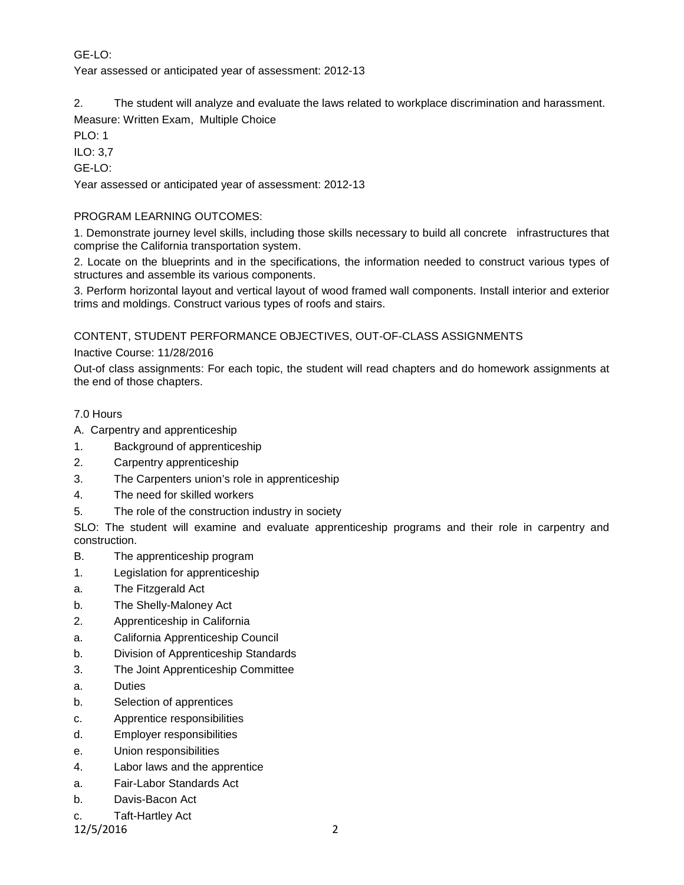GE-LO:

Year assessed or anticipated year of assessment: 2012-13

2. The student will analyze and evaluate the laws related to workplace discrimination and harassment.

Measure: Written Exam, Multiple Choice

PLO: 1

ILO: 3,7

GE-LO:

Year assessed or anticipated year of assessment: 2012-13

PROGRAM LEARNING OUTCOMES:

1. Demonstrate journey level skills, including those skills necessary to build all concrete infrastructures that comprise the California transportation system.
2. Locate on the blueprints and in the specifications, the information needed to construct various types of structures and assemble its various components.
3. Perform horizontal layout and vertical layout of wood framed wall components. Install interior and exterior trims and moldings. Construct various types of roofs and stairs.

CONTENT, STUDENT PERFORMANCE OBJECTIVES, OUT-OF-CLASS ASSIGNMENTS

Inactive Course: 11/28/2016

Out-of class assignments: For each topic, the student will read chapters and do homework assignments at the end of those chapters.

7.0 Hours

A. Carpentry and apprenticeship

1. Background of apprenticeship
2. Carpentry apprenticeship
3. The Carpenters union's role in apprenticeship
4. The need for skilled workers
5. The role of the construction industry in society

SLO: The student will examine and evaluate apprenticeship programs and their role in carpentry and construction.

B. The apprenticeship program

1. Legislation for apprenticeship
   a. The Fitzgerald Act
   b. The Shelly-Maloney Act
2. Apprenticeship in California
   a. California Apprenticeship Council
   b. Division of Apprenticeship Standards
3. The Joint Apprenticeship Committee
   a. Duties
   b. Selection of apprentices
   c. Apprentice responsibilities
   d. Employer responsibilities
   e. Union responsibilities
4. Labor laws and the apprentice
   a. Fair-Labor Standards Act
   b. Davis-Bacon Act
   c. Taft-Hartley Act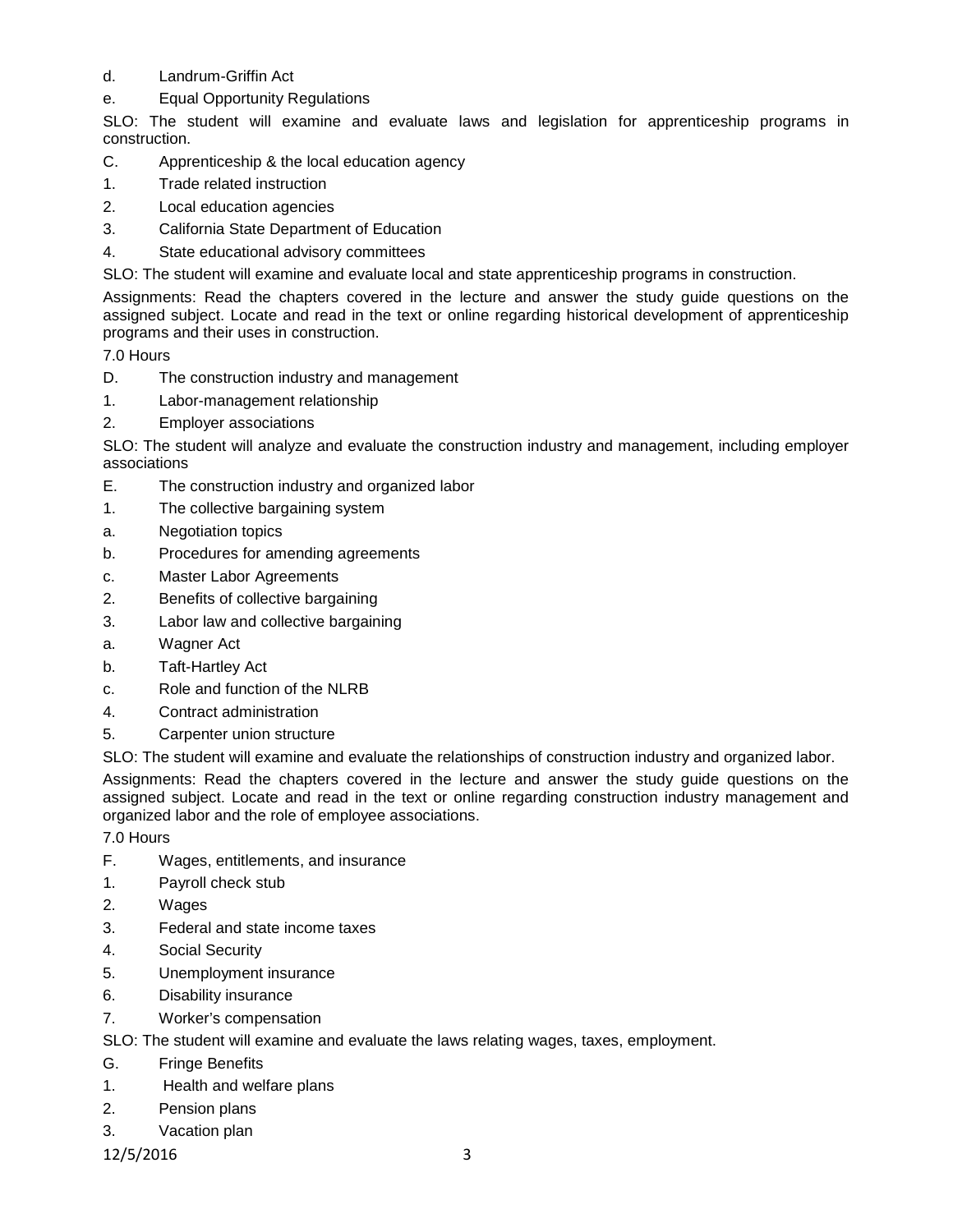d. Landrum-Griffin Act

e. Equal Opportunity Regulations

SLO: The student will examine and evaluate laws and legislation for apprenticeship programs in construction.

C. Apprenticeship & the local education agency

1. Trade related instruction

2. Local education agencies

3. California State Department of Education

4. State educational advisory committees

SLO: The student will examine and evaluate local and state apprenticeship programs in construction.

Assignments: Read the chapters covered in the lecture and answer the study guide questions on the assigned subject. Locate and read in the text or online regarding historical development of apprenticeship programs and their uses in construction.

7.0 Hours

D. The construction industry and management

1. Labor-management relationship

2. Employer associations

SLO: The student will analyze and evaluate the construction industry and management, including employer associations

E. The construction industry and organized labor

1. The collective bargaining system

a. Negotiation topics

b. Procedures for amending agreements

c. Master Labor Agreements

2. Benefits of collective bargaining

3. Labor law and collective bargaining

a. Wagner Act

b. Taft-Hartley Act

c. Role and function of the NLRB

4. Contract administration

5. Carpenter union structure

SLO: The student will examine and evaluate the relationships of construction industry and organized labor.

Assignments: Read the chapters covered in the lecture and answer the study guide questions on the assigned subject. Locate and read in the text or online regarding construction industry management and organized labor and the role of employee associations.

7.0 Hours

F. Wages, entitlements, and insurance

1. Payroll check stub

2. Wages

3. Federal and state income taxes

4. Social Security

5. Unemployment insurance

6. Disability insurance

7. Worker's compensation

SLO: The student will examine and evaluate the laws relating wages, taxes, employment.

G. Fringe Benefits

1. Health and welfare plans

2. Pension plans

3. Vacation plan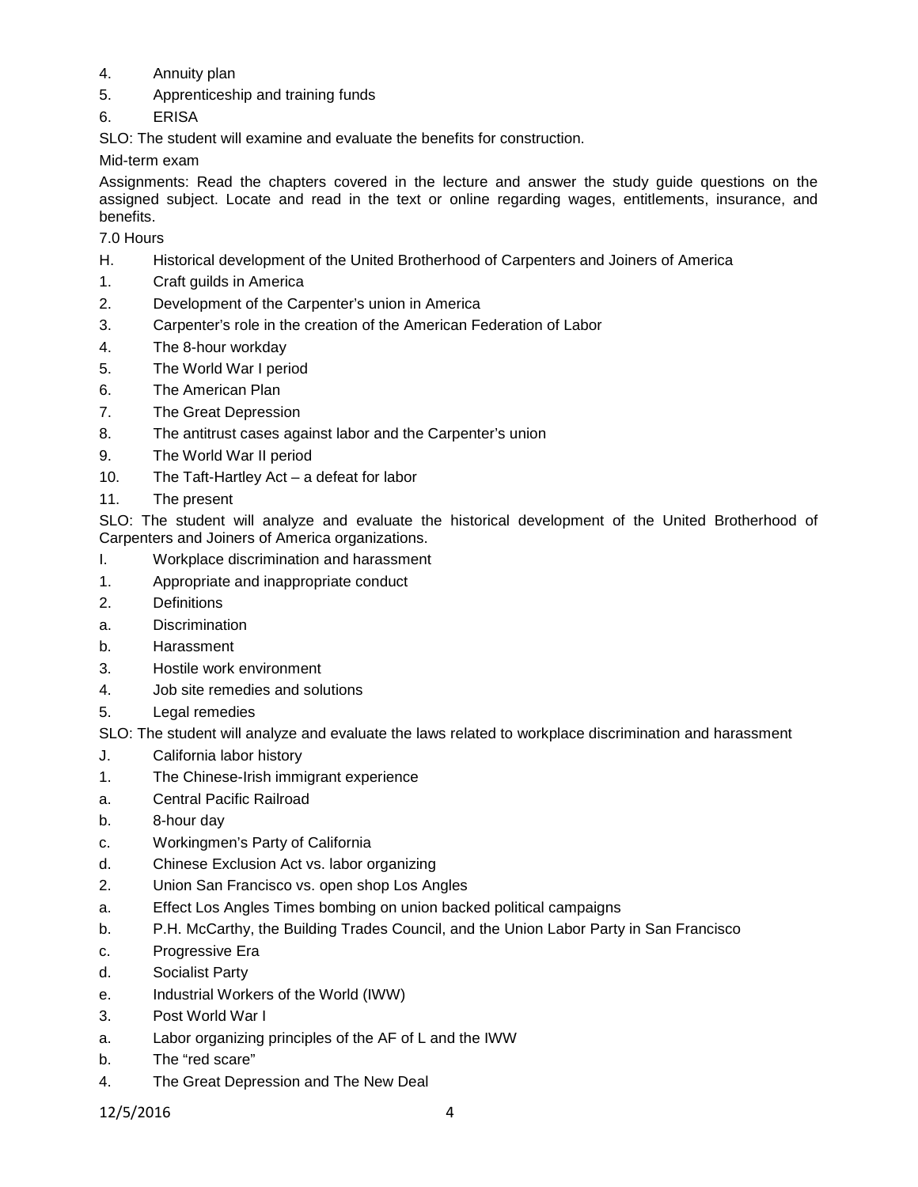4. Annuity plan
5. Apprenticeship and training funds
6. ERISA

SLO: The student will examine and evaluate the benefits for construction.

Mid-term exam

Assignments: Read the chapters covered in the lecture and answer the study guide questions on the assigned subject. Locate and read in the text or online regarding wages, entitlements, insurance, and benefits.

7.0 Hours

H. Historical development of the United Brotherhood of Carpenters and Joiners of America
1. Craft guilds in America
2. Development of the Carpenter's union in America
3. Carpenter's role in the creation of the American Federation of Labor
4. The 8-hour workday
5. The World War I period
6. The American Plan
7. The Great Depression
8. The antitrust cases against labor and the Carpenter's union
9. The World War II period
10. The Taft-Hartley Act – a defeat for labor
11. The present

SLO: The student will analyze and evaluate the historical development of the United Brotherhood of Carpenters and Joiners of America organizations.

I. Workplace discrimination and harassment
1. Appropriate and inappropriate conduct
2. Definitions
   a. Discrimination
   b. Harassment
3. Hostile work environment
4. Job site remedies and solutions
5. Legal remedies

SLO: The student will analyze and evaluate the laws related to workplace discrimination and harassment

J. California labor history
1. The Chinese-Irish immigrant experience
   a. Central Pacific Railroad
   b. 8-hour day
   c. Workingmen's Party of California
   d. Chinese Exclusion Act vs. labor organizing
2. Union San Francisco vs. open shop Los Angles
   a. Effect Los Angles Times bombing on union backed political campaigns
   b. P.H. McCarthy, the Building Trades Council, and the Union Labor Party in San Francisco
   c. Progressive Era
   d. Socialist Party
   e. Industrial Workers of the World (IWW)
3. Post World War I
   a. Labor organizing principles of the AF of L and the IWW
   b. The "red scare"
4. The Great Depression and The New Deal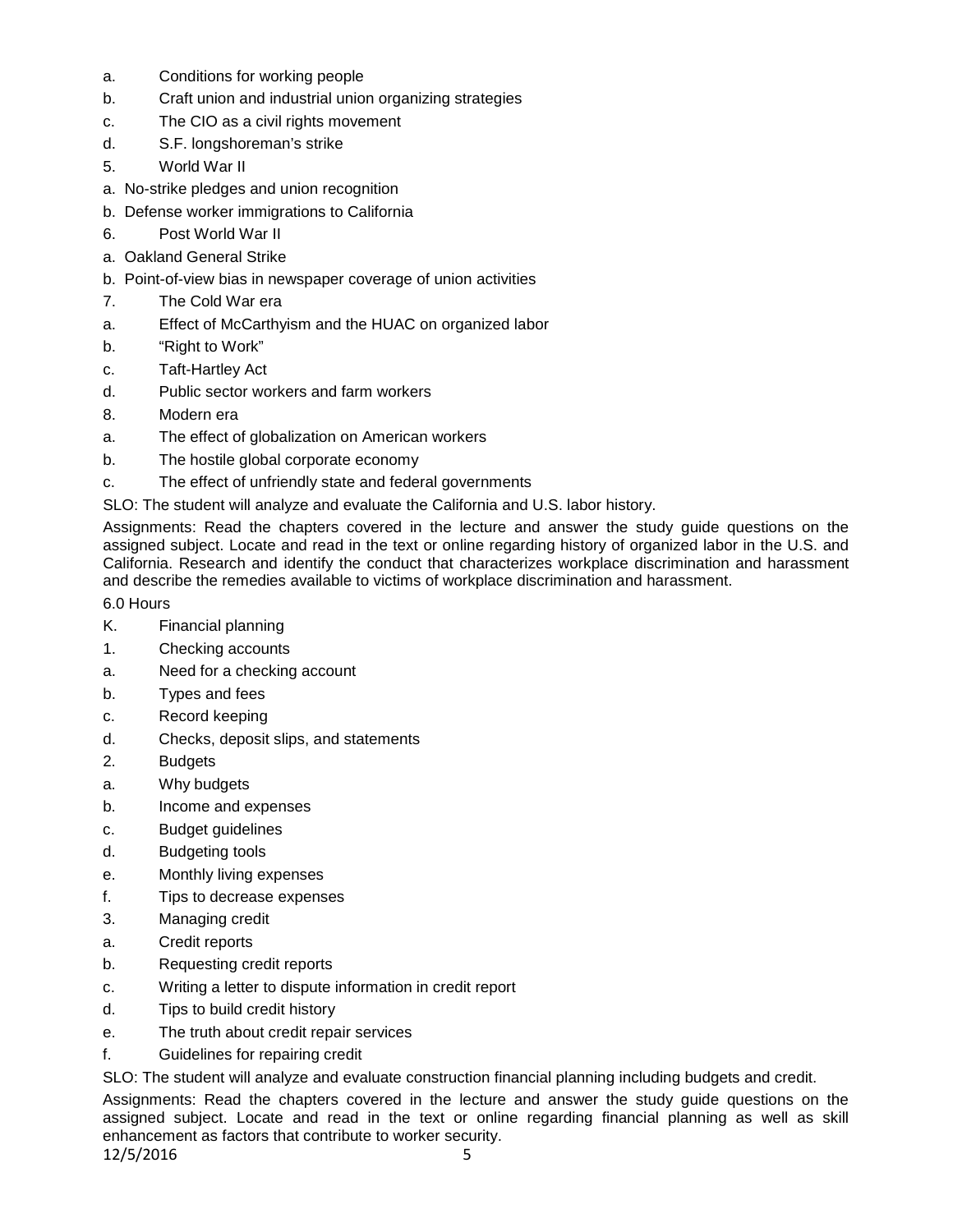a. Conditions for working people
b. Craft union and industrial union organizing strategies
c. The CIO as a civil rights movement
d. S.F. longshoreman's strike
5. World War II
a. No-strike pledges and union recognition
b. Defense worker immigrations to California
6. Post World War II
a. Oakland General Strike
b. Point-of-view bias in newspaper coverage of union activities
7. The Cold War era
a. Effect of McCarthyism and the HUAC on organized labor
b. "Right to Work"
c. Taft-Hartley Act
d. Public sector workers and farm workers
8. Modern era
a. The effect of globalization on American workers
b. The hostile global corporate economy
c. The effect of unfriendly state and federal governments

SLO: The student will analyze and evaluate the California and U.S. labor history.

Assignments: Read the chapters covered in the lecture and answer the study guide questions on the assigned subject. Locate and read in the text or online regarding history of organized labor in the U.S. and California. Research and identify the conduct that characterizes workplace discrimination and harassment and describe the remedies available to victims of workplace discrimination and harassment.

6.0 Hours

K. Financial planning
1. Checking accounts
a. Need for a checking account
b. Types and fees
c. Record keeping
d. Checks, deposit slips, and statements
2. Budgets
a. Why budgets
b. Income and expenses
c. Budget guidelines
d. Budgeting tools
e. Monthly living expenses
f. Tips to decrease expenses
3. Managing credit
a. Credit reports
b. Requesting credit reports
c. Writing a letter to dispute information in credit report
d. Tips to build credit history
e. The truth about credit repair services
f. Guidelines for repairing credit

SLO: The student will analyze and evaluate construction financial planning including budgets and credit.

Assignments: Read the chapters covered in the lecture and answer the study guide questions on the assigned subject. Locate and read in the text or online regarding financial planning as well as skill enhancement as factors that contribute to worker security.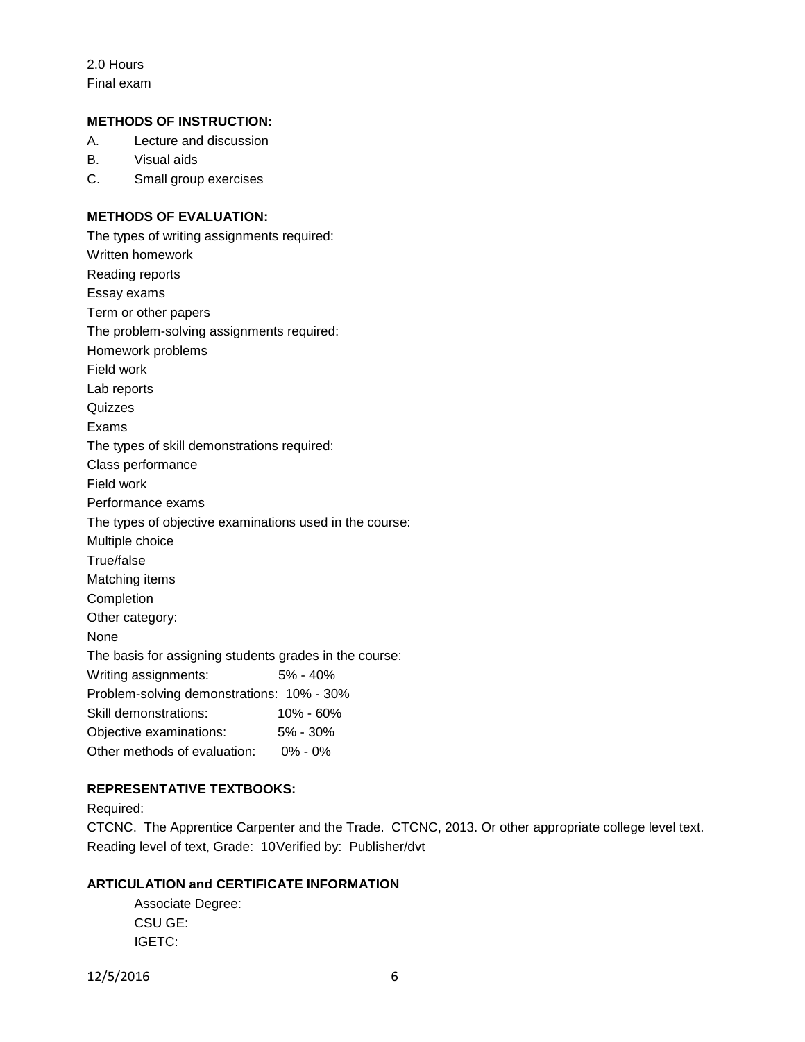2.0 Hours
Final exam

**METHODS OF INSTRUCTION:**

A. Lecture and discussion
B. Visual aids
C. Small group exercises

**METHODS OF EVALUATION:**

The types of writing assignments required:
Written homework
Reading reports
Essay exams
Term or other papers
The problem-solving assignments required:
Homework problems
Field work
Lab reports
Quizzes
Exams
The types of skill demonstrations required:
Class performance
Field work
Performance exams
The types of objective examinations used in the course:
Multiple choice
True/false
Matching items
Completion
Other category:
None
The basis for assigning students grades in the course:

| | |
|---|---|
| Writing assignments: | 5% - 40% |
| Problem-solving demonstrations: | 10% - 30% |
| Skill demonstrations: | 10% - 60% |
| Objective examinations: | 5% - 30% |
| Other methods of evaluation: | 0% - 0% |

**REPRESENTATIVE TEXTBOOKS:**

Required:
CTCNC. The Apprentice Carpenter and the Trade. CTCNC, 2013. Or other appropriate college level text.
Reading level of text, Grade: 10Verified by: Publisher/dvt

**ARTICULATION and CERTIFICATE INFORMATION**

Associate Degree:
CSU GE:
IGETC: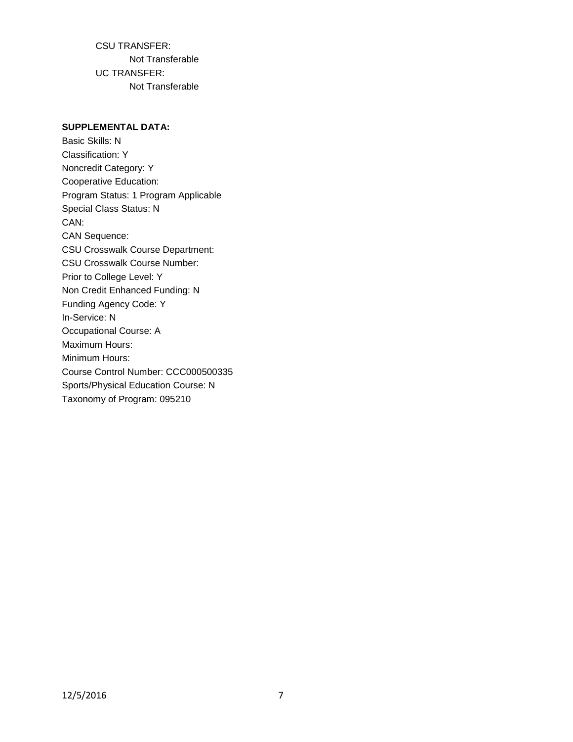CSU TRANSFER:

Not Transferable

UC TRANSFER:

Not Transferable

**SUPPLEMENTAL DATA:**

Basic Skills: N
Classification: Y
Noncredit Category: Y
Cooperative Education:
Program Status: 1 Program Applicable
Special Class Status: N
CAN:
CAN Sequence:
CSU Crosswalk Course Department:
CSU Crosswalk Course Number:
Prior to College Level: Y
Non Credit Enhanced Funding: N
Funding Agency Code: Y
In-Service: N
Occupational Course: A
Maximum Hours:
Minimum Hours:
Course Control Number: CCC000500335
Sports/Physical Education Course: N
Taxonomy of Program: 095210